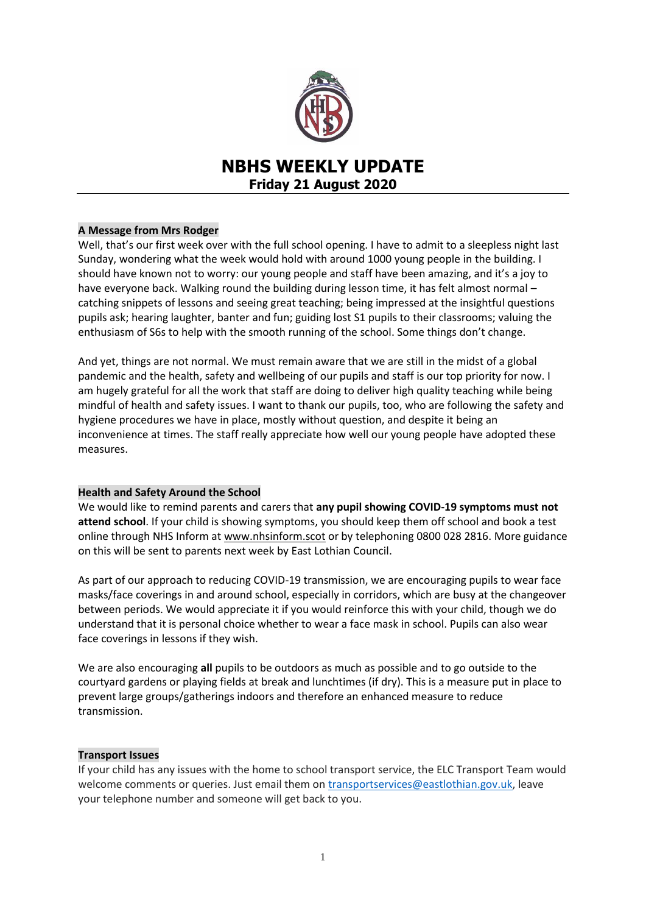# NBHS WEEKLY UPDATE

## Friday 21 August 2020

### A Message from Mrs Rodger

Well, that's our first week over with the full school opening. I have to admit to a sleepless night last Sunday, wondering what the week would hold with around 1000 young people in the building. I should have known not to worry: our young people and staff have been amazing, and it's a joy to have everyone back. Walking round the building during lesson time, it has felt almost normal – catching snippets of lessons and seeing great teaching; being impressed at the insightful questions pupils ask; hearing laughter, banter and fun; guiding lost S1 pupils to their classrooms; valuing the enthusiasm of S6s to help with the smooth running of the school. Some things don't change.

And yet, things are not normal. We must remain aware that we are still in the midst of a global pandemic and the health, safety and wellbeing of our pupils and staff is our top priority for now. I am hugely grateful for all the work that staff are doing to deliver high quality teaching while being mindful of health and safety issues. I want to thank our pupils, too, who are following the safety and hygiene procedures we have in place, mostly without question, and despite it being an inconvenience at times. The staff really appreciate how well our young people have adopted these measures.

### Health and Safety Around the School

We would like to remind parents and carers that **any pupil showing COVID-19 symptoms must not attend school**. If your child is showing symptoms, you should keep them off school and book a test online through NHS Inform at www.nhsinform.scot or by telephoning 0800 028 2816. More guidance on this will be sent to parents next week by East Lothian Council.

As part of our approach to reducing COVID-19 transmission, we are encouraging pupils to wear face masks/face coverings in and around school, especially in corridors, which are busy at the changeover between periods. We would appreciate it if you would reinforce this with your child, though we do understand that it is personal choice whether to wear a face mask in school. Pupils can also wear face coverings in lessons if they wish.

We are also encouraging **all** pupils to be outdoors as much as possible and to go outside to the courtyard gardens or playing fields at break and lunchtimes (if dry). This is a measure put in place to prevent large groups/gatherings indoors and therefore an enhanced measure to reduce transmission.

### Transport Issues

If your child has any issues with the home to school transport service, the ELC Transport Team would welcome comments or queries. Just email them on transportservices@eastlothian.gov.uk, leave your telephone number and someone will get back to you.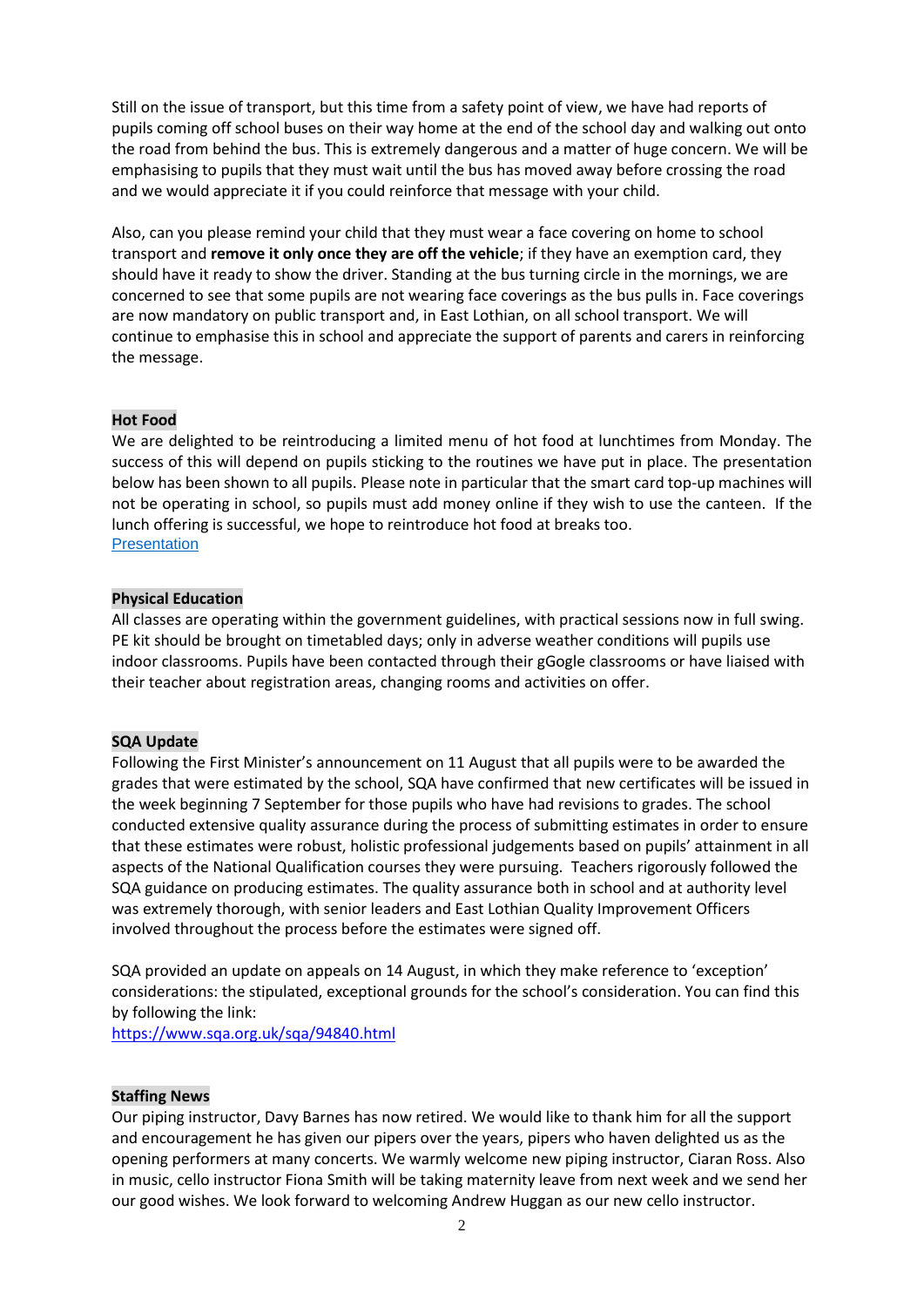Still on the issue of transport, but this time from a safety point of view, we have had reports of pupils coming off school buses on their way home at the end of the school day and walking out onto the road from behind the bus. This is extremely dangerous and a matter of huge concern. We will be emphasising to pupils that they must wait until the bus has moved away before crossing the road and we would appreciate it if you could reinforce that message with your child.

Also, can you please remind your child that they must wear a face covering on home to school transport and **remove it only once they are off the vehicle**; if they have an exemption card, they should have it ready to show the driver. Standing at the bus turning circle in the mornings, we are concerned to see that some pupils are not wearing face coverings as the bus pulls in. Face coverings are now mandatory on public transport and, in East Lothian, on all school transport. We will continue to emphasise this in school and appreciate the support of parents and carers in reinforcing the message.

## Hot Food

We are delighted to be reintroducing a limited menu of hot food at lunchtimes from Monday. The success of this will depend on pupils sticking to the routines we have put in place. The presentation below has been shown to all pupils. Please note in particular that the smart card top-up machines will not be operating in school, so pupils must add money online if they wish to use the canteen. If the lunch offering is successful, we hope to reintroduce hot food at breaks too.
Presentation

## Physical Education

All classes are operating within the government guidelines, with practical sessions now in full swing. PE kit should be brought on timetabled days; only in adverse weather conditions will pupils use indoor classrooms. Pupils have been contacted through their gGogle classrooms or have liaised with their teacher about registration areas, changing rooms and activities on offer.

## SQA Update

Following the First Minister's announcement on 11 August that all pupils were to be awarded the grades that were estimated by the school, SQA have confirmed that new certificates will be issued in the week beginning 7 September for those pupils who have had revisions to grades. The school conducted extensive quality assurance during the process of submitting estimates in order to ensure that these estimates were robust, holistic professional judgements based on pupils' attainment in all aspects of the National Qualification courses they were pursuing. Teachers rigorously followed the SQA guidance on producing estimates. The quality assurance both in school and at authority level was extremely thorough, with senior leaders and East Lothian Quality Improvement Officers involved throughout the process before the estimates were signed off.

SQA provided an update on appeals on 14 August, in which they make reference to 'exception' considerations: the stipulated, exceptional grounds for the school's consideration. You can find this by following the link:
https://www.sqa.org.uk/sqa/94840.html

## Staffing News

Our piping instructor, Davy Barnes has now retired. We would like to thank him for all the support and encouragement he has given our pipers over the years, pipers who haven delighted us as the opening performers at many concerts. We warmly welcome new piping instructor, Ciaran Ross. Also in music, cello instructor Fiona Smith will be taking maternity leave from next week and we send her our good wishes. We look forward to welcoming Andrew Huggan as our new cello instructor.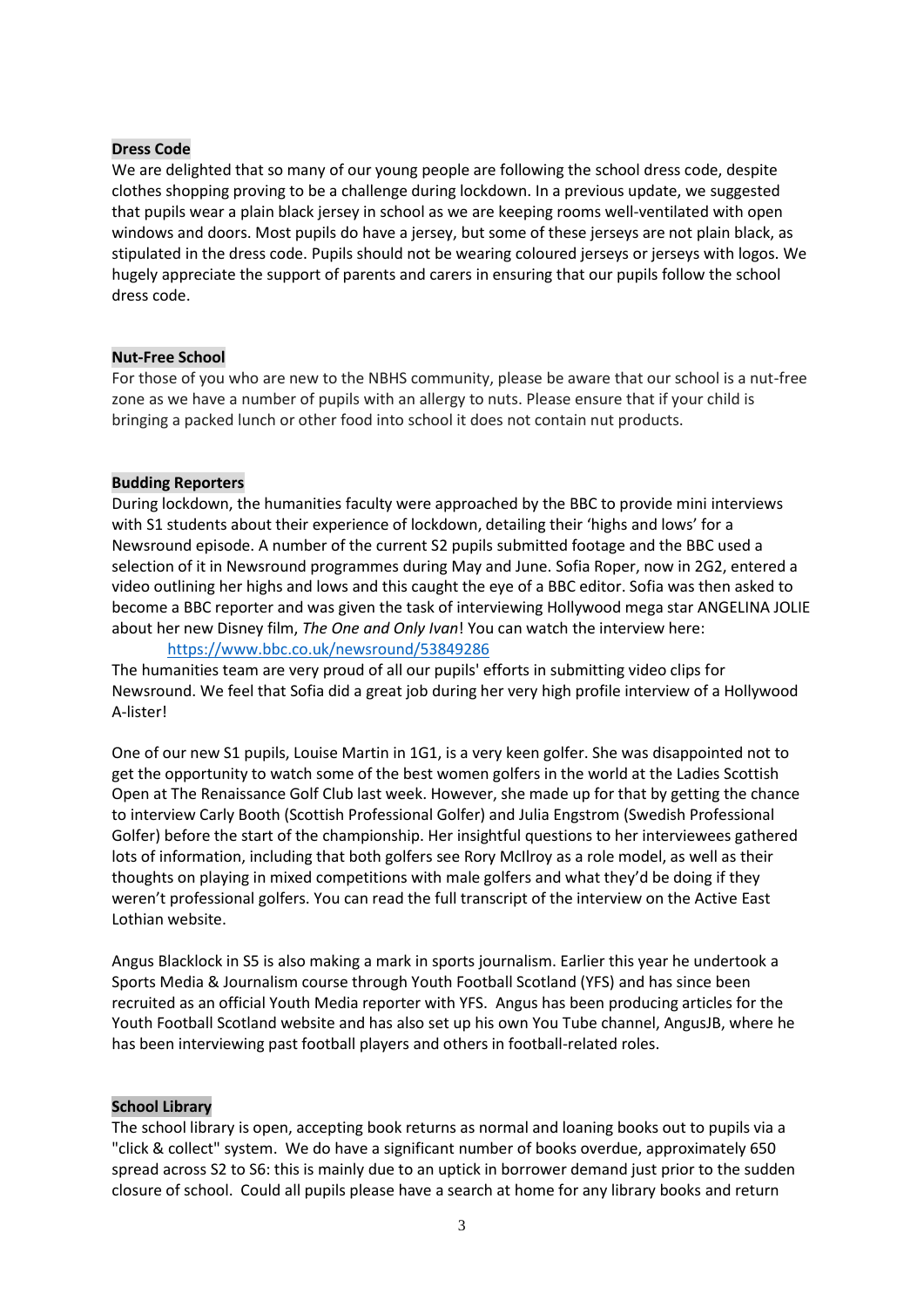**Dress Code**

We are delighted that so many of our young people are following the school dress code, despite clothes shopping proving to be a challenge during lockdown. In a previous update, we suggested that pupils wear a plain black jersey in school as we are keeping rooms well-ventilated with open windows and doors. Most pupils do have a jersey, but some of these jerseys are not plain black, as stipulated in the dress code. Pupils should not be wearing coloured jerseys or jerseys with logos. We hugely appreciate the support of parents and carers in ensuring that our pupils follow the school dress code.

**Nut-Free School**

For those of you who are new to the NBHS community, please be aware that our school is a nut-free zone as we have a number of pupils with an allergy to nuts. Please ensure that if your child is bringing a packed lunch or other food into school it does not contain nut products.

**Budding Reporters**

During lockdown, the humanities faculty were approached by the BBC to provide mini interviews with S1 students about their experience of lockdown, detailing their 'highs and lows' for a Newsround episode. A number of the current S2 pupils submitted footage and the BBC used a selection of it in Newsround programmes during May and June. Sofia Roper, now in 2G2, entered a video outlining her highs and lows and this caught the eye of a BBC editor. Sofia was then asked to become a BBC reporter and was given the task of interviewing Hollywood mega star ANGELINA JOLIE about her new Disney film, *The One and Only Ivan*! You can watch the interview here:

https://www.bbc.co.uk/newsround/53849286

The humanities team are very proud of all our pupils' efforts in submitting video clips for Newsround. We feel that Sofia did a great job during her very high profile interview of a Hollywood A-lister!

One of our new S1 pupils, Louise Martin in 1G1, is a very keen golfer. She was disappointed not to get the opportunity to watch some of the best women golfers in the world at the Ladies Scottish Open at The Renaissance Golf Club last week. However, she made up for that by getting the chance to interview Carly Booth (Scottish Professional Golfer) and Julia Engstrom (Swedish Professional Golfer) before the start of the championship. Her insightful questions to her interviewees gathered lots of information, including that both golfers see Rory McIlroy as a role model, as well as their thoughts on playing in mixed competitions with male golfers and what they'd be doing if they weren't professional golfers. You can read the full transcript of the interview on the Active East Lothian website.

Angus Blacklock in S5 is also making a mark in sports journalism. Earlier this year he undertook a Sports Media & Journalism course through Youth Football Scotland (YFS) and has since been recruited as an official Youth Media reporter with YFS. Angus has been producing articles for the Youth Football Scotland website and has also set up his own You Tube channel, AngusJB, where he has been interviewing past football players and others in football-related roles.

**School Library**

The school library is open, accepting book returns as normal and loaning books out to pupils via a "click & collect" system. We do have a significant number of books overdue, approximately 650 spread across S2 to S6: this is mainly due to an uptick in borrower demand just prior to the sudden closure of school. Could all pupils please have a search at home for any library books and return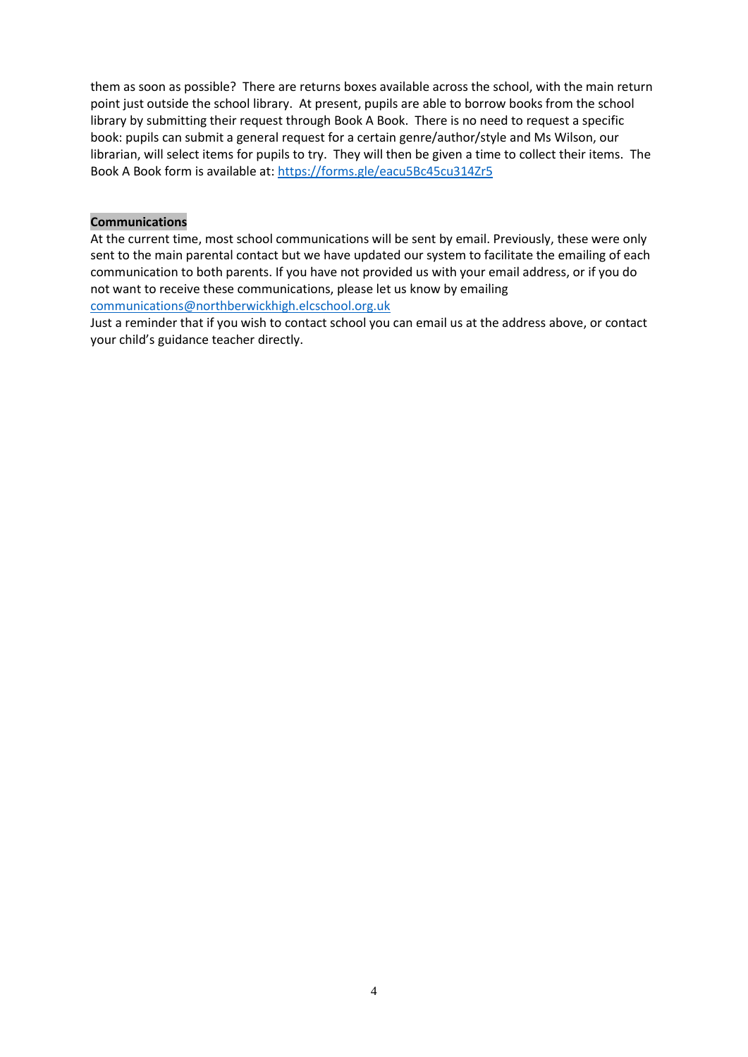them as soon as possible? There are returns boxes available across the school, with the main return point just outside the school library. At present, pupils are able to borrow books from the school library by submitting their request through Book A Book. There is no need to request a specific book: pupils can submit a general request for a certain genre/author/style and Ms Wilson, our librarian, will select items for pupils to try. They will then be given a time to collect their items. The Book A Book form is available at: https://forms.gle/eacu5Bc45cu314Zr5

**Communications**

At the current time, most school communications will be sent by email. Previously, these were only sent to the main parental contact but we have updated our system to facilitate the emailing of each communication to both parents. If you have not provided us with your email address, or if you do not want to receive these communications, please let us know by emailing communications@northberwickhigh.elcschool.org.uk

Just a reminder that if you wish to contact school you can email us at the address above, or contact your child's guidance teacher directly.